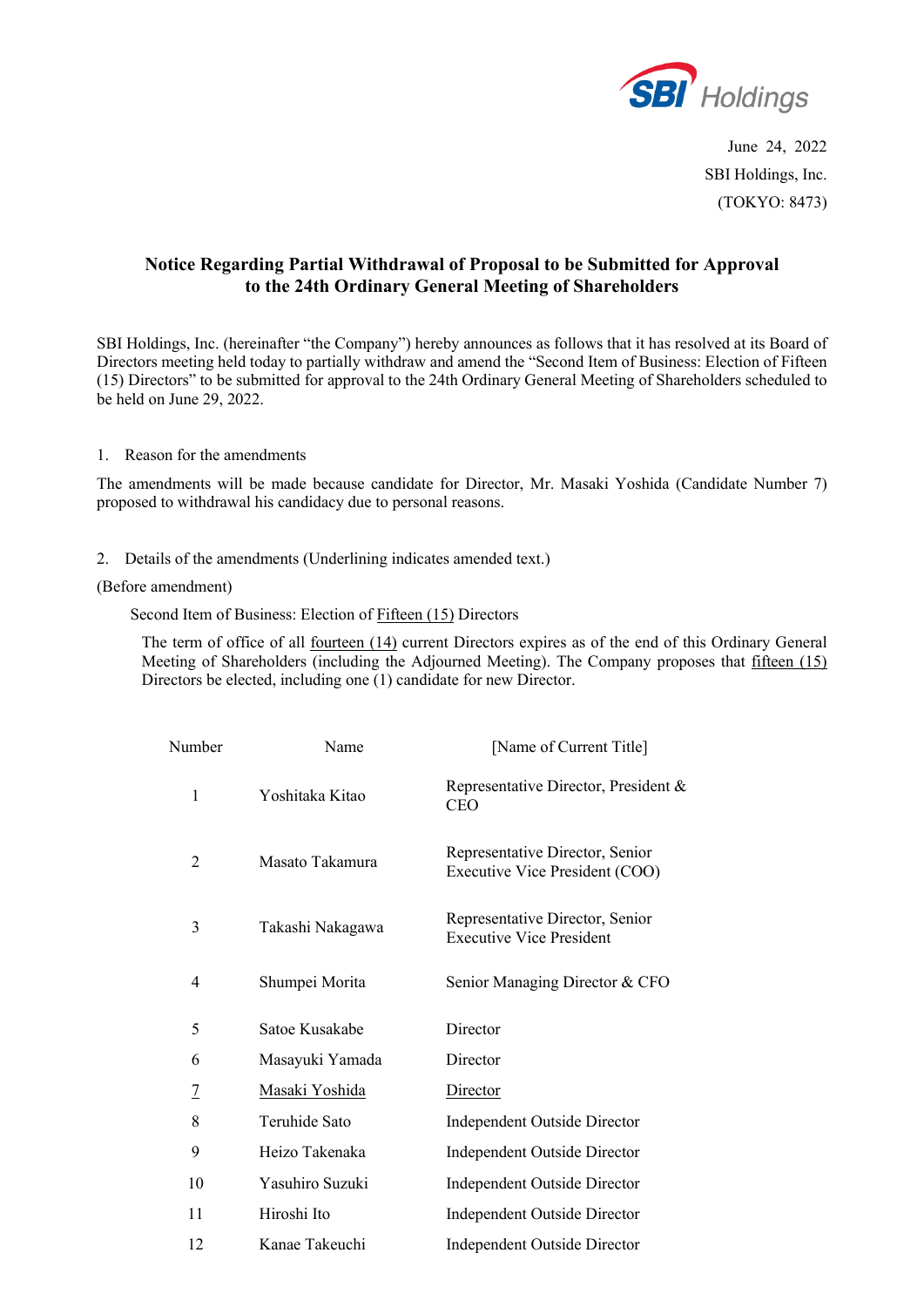SBI Holdings

June 24, 2022
SBI Holdings, Inc.
(TOKYO: 8473)

## Notice Regarding Partial Withdrawal of Proposal to be Submitted for Approval to the 24th Ordinary General Meeting of Shareholders

SBI Holdings, Inc. (hereinafter "the Company") hereby announces as follows that it has resolved at its Board of Directors meeting held today to partially withdraw and amend the "Second Item of Business: Election of Fifteen (15) Directors" to be submitted for approval to the 24th Ordinary General Meeting of Shareholders scheduled to be held on June 29, 2022.

1. Reason for the amendments

The amendments will be made because candidate for Director, Mr. Masaki Yoshida (Candidate Number 7) proposed to withdrawal his candidacy due to personal reasons.

2. Details of the amendments (Underlining indicates amended text.)

(Before amendment)

Second Item of Business: Election of <u>Fifteen (15)</u> Directors

The term of office of all <u>fourteen (14)</u> current Directors expires as of the end of this Ordinary General Meeting of Shareholders (including the Adjourned Meeting). The Company proposes that <u>fifteen (15)</u> Directors be elected, including one (1) candidate for new Director.

| Number | Name | [Name of Current Title] |
|---|---|---|
| 1 | Yoshitaka Kitao | Representative Director, President & CEO |
| 2 | Masato Takamura | Representative Director, Senior Executive Vice President (COO) |
| 3 | Takashi Nakagawa | Representative Director, Senior Executive Vice President |
| 4 | Shumpei Morita | Senior Managing Director & CFO |
| 5 | Satoe Kusakabe | Director |
| 6 | Masayuki Yamada | Director |
| <u>7</u> | <u>Masaki Yoshida</u> | <u>Director</u> |
| 8 | Teruhide Sato | Independent Outside Director |
| 9 | Heizo Takenaka | Independent Outside Director |
| 10 | Yasuhiro Suzuki | Independent Outside Director |
| 11 | Hiroshi Ito | Independent Outside Director |
| 12 | Kanae Takeuchi | Independent Outside Director |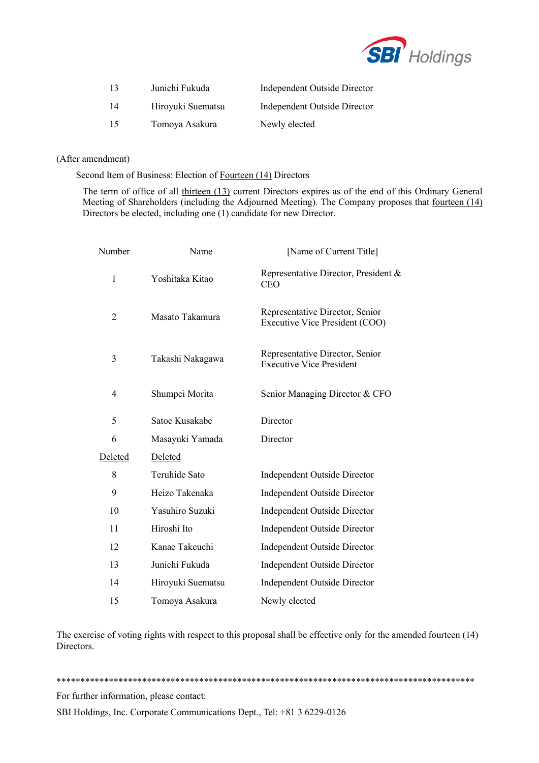| | | |
|---|---|---|
| 13 | Junichi Fukuda | Independent Outside Director |
| 14 | Hiroyuki Suematsu | Independent Outside Director |
| 15 | Tomoya Asakura | Newly elected |

(After amendment)

Second Item of Business: Election of Fourteen (14) Directors

The term of office of all thirteen (13) current Directors expires as of the end of this Ordinary General Meeting of Shareholders (including the Adjourned Meeting). The Company proposes that fourteen (14) Directors be elected, including one (1) candidate for new Director.

| Number | Name | [Name of Current Title] |
|---|---|---|
| 1 | Yoshitaka Kitao | Representative Director, President & CEO |
| 2 | Masato Takamura | Representative Director, Senior Executive Vice President (COO) |
| 3 | Takashi Nakagawa | Representative Director, Senior Executive Vice President |
| 4 | Shumpei Morita | Senior Managing Director & CFO |
| 5 | Satoe Kusakabe | Director |
| 6 | Masayuki Yamada | Director |
| Deleted | Deleted | |
| 8 | Teruhide Sato | Independent Outside Director |
| 9 | Heizo Takenaka | Independent Outside Director |
| 10 | Yasuhiro Suzuki | Independent Outside Director |
| 11 | Hiroshi Ito | Independent Outside Director |
| 12 | Kanae Takeuchi | Independent Outside Director |
| 13 | Junichi Fukuda | Independent Outside Director |
| 14 | Hiroyuki Suematsu | Independent Outside Director |
| 15 | Tomoya Asakura | Newly elected |

The exercise of voting rights with respect to this proposal shall be effective only for the amended fourteen (14) Directors.

*********************************************************************************************

For further information, please contact:

SBI Holdings, Inc. Corporate Communications Dept., Tel: +81 3 6229-0126